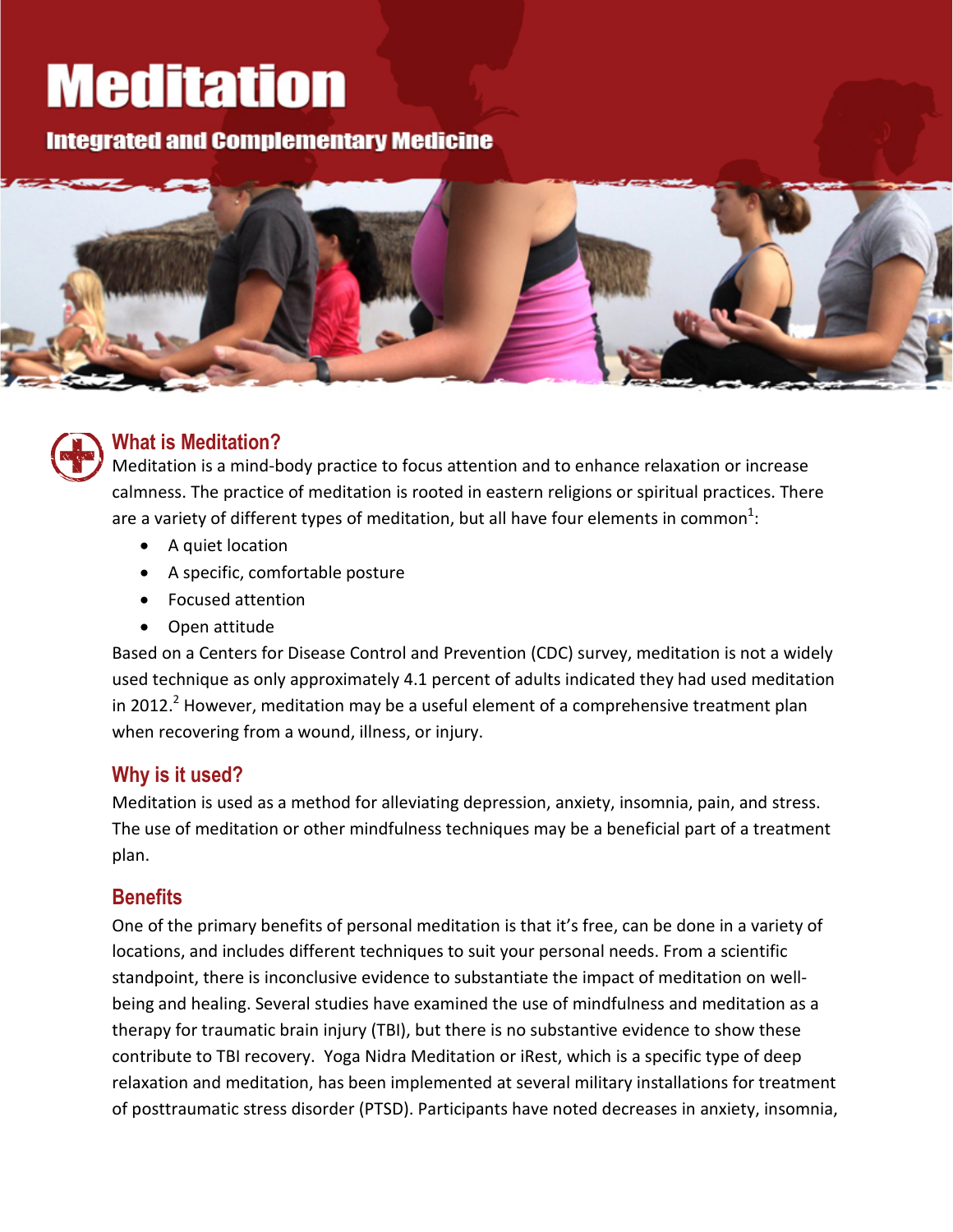# Meditation

## Integrated and Complementary Medicine

### What is Meditation?

Meditation is a mind-body practice to focus attention and to enhance relaxation or increase calmness. The practice of meditation is rooted in eastern religions or spiritual practices. There are a variety of different types of meditation, but all have four elements in common[1]:

- A quiet location
- A specific, comfortable posture
- Focused attention
- Open attitude

Based on a Centers for Disease Control and Prevention (CDC) survey, meditation is not a widely used technique as only approximately 4.1 percent of adults indicated they had used meditation in 2012.[2] However, meditation may be a useful element of a comprehensive treatment plan when recovering from a wound, illness, or injury.

### Why is it used?

Meditation is used as a method for alleviating depression, anxiety, insomnia, pain, and stress. The use of meditation or other mindfulness techniques may be a beneficial part of a treatment plan.

### Benefits

One of the primary benefits of personal meditation is that it's free, can be done in a variety of locations, and includes different techniques to suit your personal needs. From a scientific standpoint, there is inconclusive evidence to substantiate the impact of meditation on well-being and healing. Several studies have examined the use of mindfulness and meditation as a therapy for traumatic brain injury (TBI), but there is no substantive evidence to show these contribute to TBI recovery. Yoga Nidra Meditation or iRest, which is a specific type of deep relaxation and meditation, has been implemented at several military installations for treatment of posttraumatic stress disorder (PTSD). Participants have noted decreases in anxiety, insomnia,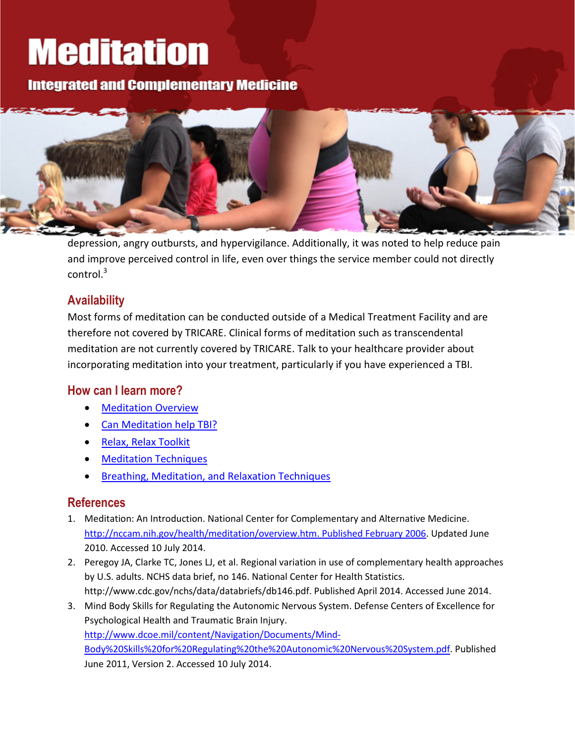# Meditation

## Integrated and Complementary Medicine

depression, angry outbursts, and hypervigilance. Additionally, it was noted to help reduce pain and improve perceived control in life, even over things the service member could not directly control.[3]

## Availability

Most forms of meditation can be conducted outside of a Medical Treatment Facility and are therefore not covered by TRICARE. Clinical forms of meditation such as transcendental meditation are not currently covered by TRICARE. Talk to your healthcare provider about incorporating meditation into your treatment, particularly if you have experienced a TBI.

## How can I learn more?

- Meditation Overview
- Can Meditation help TBI?
- Relax, Relax Toolkit
- Meditation Techniques
- Breathing, Meditation, and Relaxation Techniques

## References

1. Meditation: An Introduction. National Center for Complementary and Alternative Medicine. http://nccam.nih.gov/health/meditation/overview.htm. Published February 2006. Updated June 2010. Accessed 10 July 2014.
2. Peregoy JA, Clarke TC, Jones LJ, et al. Regional variation in use of complementary health approaches by U.S. adults. NCHS data brief, no 146. National Center for Health Statistics. http://www.cdc.gov/nchs/data/databriefs/db146.pdf. Published April 2014. Accessed June 2014.
3. Mind Body Skills for Regulating the Autonomic Nervous System. Defense Centers of Excellence for Psychological Health and Traumatic Brain Injury. http://www.dcoe.mil/content/Navigation/Documents/Mind-Body%20Skills%20for%20Regulating%20the%20Autonomic%20Nervous%20System.pdf. Published June 2011, Version 2. Accessed 10 July 2014.